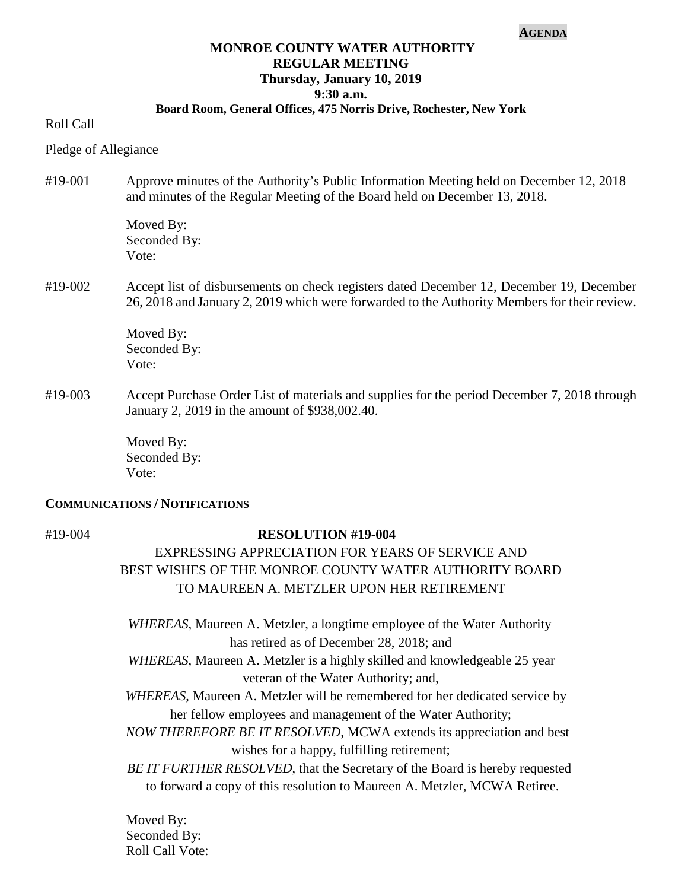**AGENDA**

# MONROE COUNTY WATER AUTHORITY
## REGULAR MEETING
### Thursday, January 10, 2019
### 9:30 a.m.
**Board Room, General Offices, 475 Norris Drive, Rochester, New York**

Roll Call

Pledge of Allegiance

#19-001 Approve minutes of the Authority's Public Information Meeting held on December 12, 2018 and minutes of the Regular Meeting of the Board held on December 13, 2018.

Moved By:
Seconded By:
Vote:

#19-002 Accept list of disbursements on check registers dated December 12, December 19, December 26, 2018 and January 2, 2019 which were forwarded to the Authority Members for their review.

Moved By:
Seconded By:
Vote:

#19-003 Accept Purchase Order List of materials and supplies for the period December 7, 2018 through January 2, 2019 in the amount of $938,002.40.

Moved By:
Seconded By:
Vote:

**COMMUNICATIONS / NOTIFICATIONS**

#19-004 **RESOLUTION #19-004**

EXPRESSING APPRECIATION FOR YEARS OF SERVICE AND BEST WISHES OF THE MONROE COUNTY WATER AUTHORITY BOARD TO MAUREEN A. METZLER UPON HER RETIREMENT

*WHEREAS*, Maureen A. Metzler, a longtime employee of the Water Authority has retired as of December 28, 2018; and

*WHEREAS*, Maureen A. Metzler is a highly skilled and knowledgeable 25 year veteran of the Water Authority; and,

*WHEREAS*, Maureen A. Metzler will be remembered for her dedicated service by her fellow employees and management of the Water Authority;

*NOW THEREFORE BE IT RESOLVED*, MCWA extends its appreciation and best wishes for a happy, fulfilling retirement;

*BE IT FURTHER RESOLVED*, that the Secretary of the Board is hereby requested to forward a copy of this resolution to Maureen A. Metzler, MCWA Retiree.

Moved By:
Seconded By:
Roll Call Vote: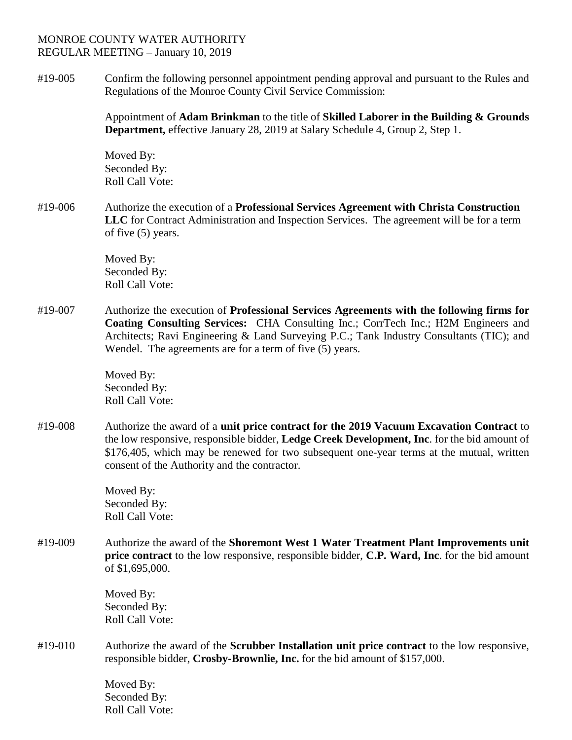MONROE COUNTY WATER AUTHORITY
REGULAR MEETING – January 10, 2019

#19-005 Confirm the following personnel appointment pending approval and pursuant to the Rules and Regulations of the Monroe County Civil Service Commission:

Appointment of **Adam Brinkman** to the title of **Skilled Laborer in the Building & Grounds Department,** effective January 28, 2019 at Salary Schedule 4, Group 2, Step 1.

Moved By:
Seconded By:
Roll Call Vote:

#19-006 Authorize the execution of a **Professional Services Agreement with Christa Construction LLC** for Contract Administration and Inspection Services. The agreement will be for a term of five (5) years.

Moved By:
Seconded By:
Roll Call Vote:

#19-007 Authorize the execution of **Professional Services Agreements with the following firms for Coating Consulting Services:** CHA Consulting Inc.; CorrTech Inc.; H2M Engineers and Architects; Ravi Engineering & Land Surveying P.C.; Tank Industry Consultants (TIC); and Wendel. The agreements are for a term of five (5) years.

Moved By:
Seconded By:
Roll Call Vote:

#19-008 Authorize the award of a **unit price contract for the 2019 Vacuum Excavation Contract** to the low responsive, responsible bidder, **Ledge Creek Development, Inc**. for the bid amount of $176,405, which may be renewed for two subsequent one-year terms at the mutual, written consent of the Authority and the contractor.

Moved By:
Seconded By:
Roll Call Vote:

#19-009 Authorize the award of the **Shoremont West 1 Water Treatment Plant Improvements unit price contract** to the low responsive, responsible bidder, **C.P. Ward, Inc**. for the bid amount of $1,695,000.

Moved By:
Seconded By:
Roll Call Vote:

#19-010 Authorize the award of the **Scrubber Installation unit price contract** to the low responsive, responsible bidder, **Crosby-Brownlie, Inc.** for the bid amount of $157,000.

Moved By:
Seconded By:
Roll Call Vote: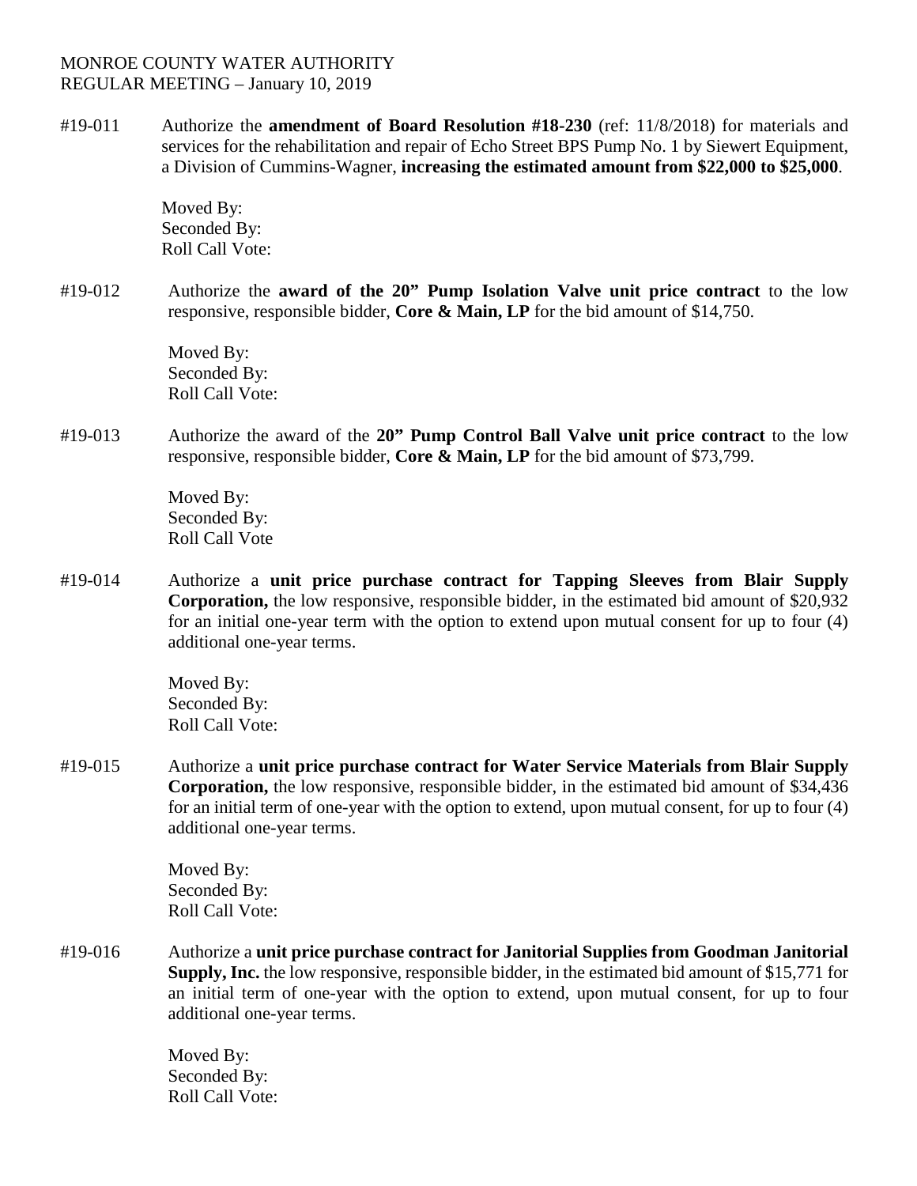MONROE COUNTY WATER AUTHORITY
REGULAR MEETING – January 10, 2019

#19-011 Authorize the **amendment of Board Resolution #18-230** (ref: 11/8/2018) for materials and services for the rehabilitation and repair of Echo Street BPS Pump No. 1 by Siewert Equipment, a Division of Cummins-Wagner, **increasing the estimated amount from $22,000 to $25,000**.

Moved By:
Seconded By:
Roll Call Vote:

#19-012 Authorize the **award of the 20" Pump Isolation Valve unit price contract** to the low responsive, responsible bidder, **Core & Main, LP** for the bid amount of $14,750.

Moved By:
Seconded By:
Roll Call Vote:

#19-013 Authorize the award of the **20" Pump Control Ball Valve unit price contract** to the low responsive, responsible bidder, **Core & Main, LP** for the bid amount of $73,799.

Moved By:
Seconded By:
Roll Call Vote

#19-014 Authorize a **unit price purchase contract for Tapping Sleeves from Blair Supply Corporation,** the low responsive, responsible bidder, in the estimated bid amount of $20,932 for an initial one-year term with the option to extend upon mutual consent for up to four (4) additional one-year terms.

Moved By:
Seconded By:
Roll Call Vote:

#19-015 Authorize a **unit price purchase contract for Water Service Materials from Blair Supply Corporation,** the low responsive, responsible bidder, in the estimated bid amount of $34,436 for an initial term of one-year with the option to extend, upon mutual consent, for up to four (4) additional one-year terms.

Moved By:
Seconded By:
Roll Call Vote:

#19-016 Authorize a **unit price purchase contract for Janitorial Supplies from Goodman Janitorial Supply, Inc.** the low responsive, responsible bidder, in the estimated bid amount of $15,771 for an initial term of one-year with the option to extend, upon mutual consent, for up to four additional one-year terms.

Moved By:
Seconded By:
Roll Call Vote: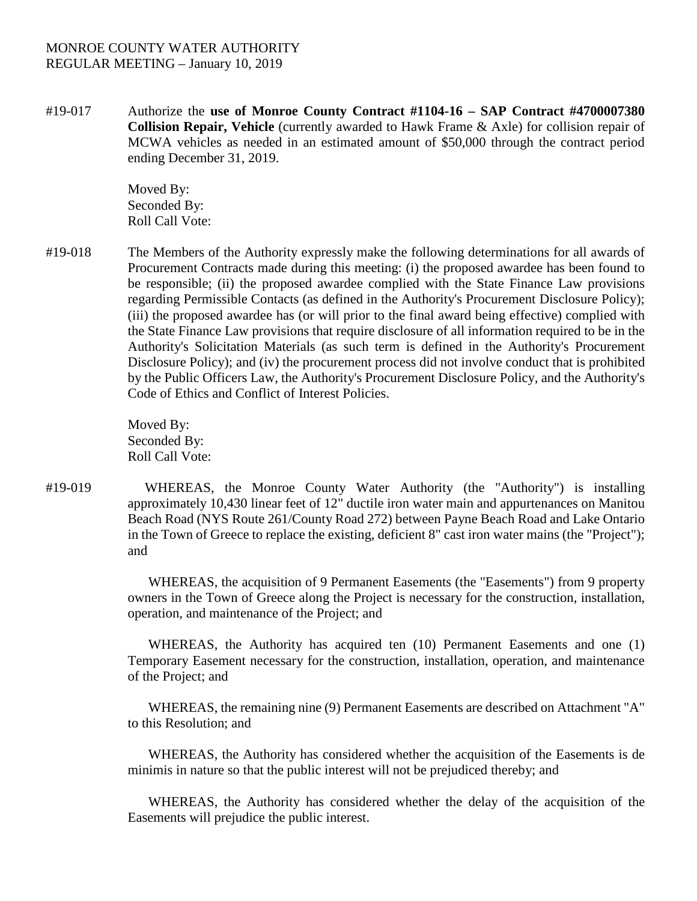MONROE COUNTY WATER AUTHORITY
REGULAR MEETING – January 10, 2019

#19-017 Authorize the **use of Monroe County Contract #1104-16 – SAP Contract #4700007380 Collision Repair, Vehicle** (currently awarded to Hawk Frame & Axle) for collision repair of MCWA vehicles as needed in an estimated amount of $50,000 through the contract period ending December 31, 2019.

Moved By:
Seconded By:
Roll Call Vote:

#19-018 The Members of the Authority expressly make the following determinations for all awards of Procurement Contracts made during this meeting: (i) the proposed awardee has been found to be responsible; (ii) the proposed awardee complied with the State Finance Law provisions regarding Permissible Contacts (as defined in the Authority's Procurement Disclosure Policy); (iii) the proposed awardee has (or will prior to the final award being effective) complied with the State Finance Law provisions that require disclosure of all information required to be in the Authority's Solicitation Materials (as such term is defined in the Authority's Procurement Disclosure Policy); and (iv) the procurement process did not involve conduct that is prohibited by the Public Officers Law, the Authority's Procurement Disclosure Policy, and the Authority's Code of Ethics and Conflict of Interest Policies.

Moved By:
Seconded By:
Roll Call Vote:

#19-019 WHEREAS, the Monroe County Water Authority (the "Authority") is installing approximately 10,430 linear feet of 12" ductile iron water main and appurtenances on Manitou Beach Road (NYS Route 261/County Road 272) between Payne Beach Road and Lake Ontario in the Town of Greece to replace the existing, deficient 8" cast iron water mains (the "Project"); and

WHEREAS, the acquisition of 9 Permanent Easements (the "Easements") from 9 property owners in the Town of Greece along the Project is necessary for the construction, installation, operation, and maintenance of the Project; and

WHEREAS, the Authority has acquired ten (10) Permanent Easements and one (1) Temporary Easement necessary for the construction, installation, operation, and maintenance of the Project; and

WHEREAS, the remaining nine (9) Permanent Easements are described on Attachment "A" to this Resolution; and

WHEREAS, the Authority has considered whether the acquisition of the Easements is de minimis in nature so that the public interest will not be prejudiced thereby; and

WHEREAS, the Authority has considered whether the delay of the acquisition of the Easements will prejudice the public interest.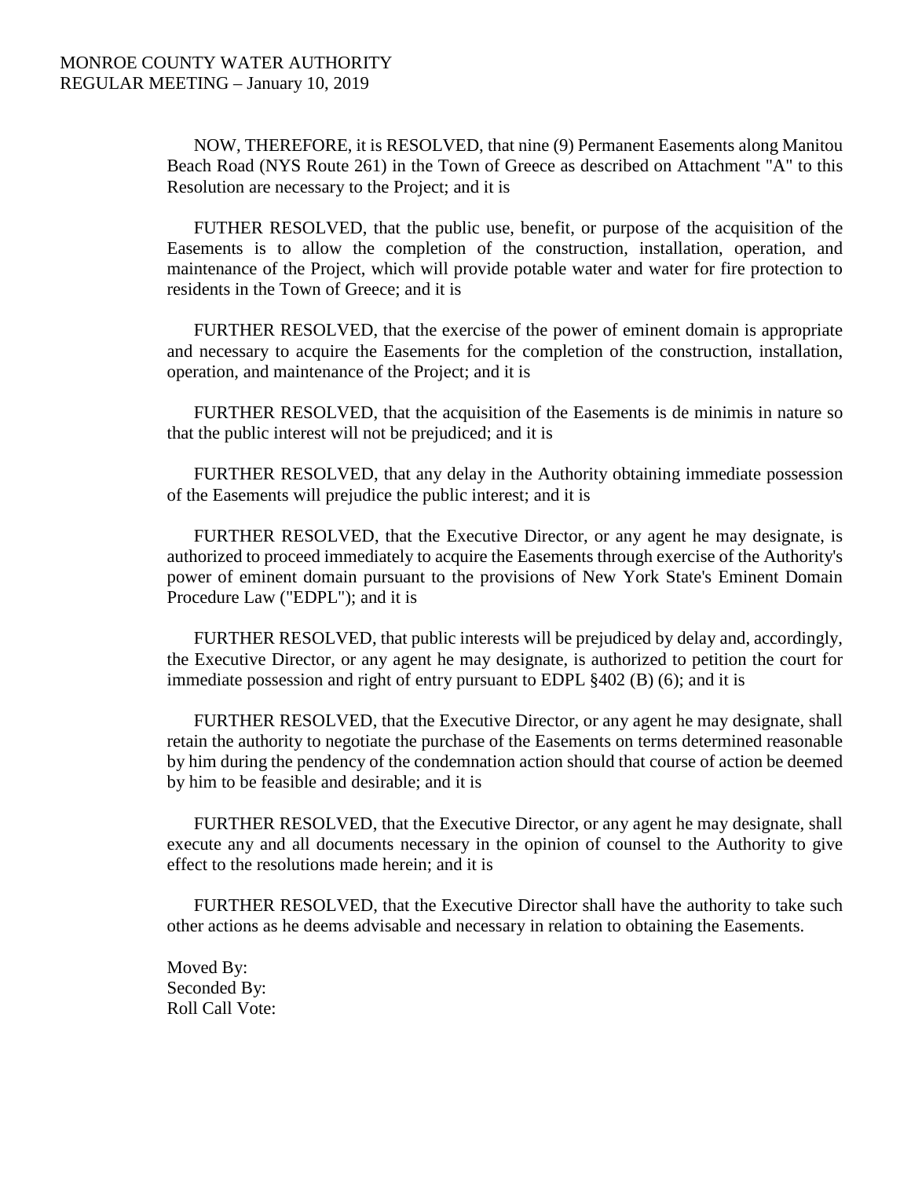NOW, THEREFORE, it is RESOLVED, that nine (9) Permanent Easements along Manitou Beach Road (NYS Route 261) in the Town of Greece as described on Attachment "A" to this Resolution are necessary to the Project; and it is

FUTHER RESOLVED, that the public use, benefit, or purpose of the acquisition of the Easements is to allow the completion of the construction, installation, operation, and maintenance of the Project, which will provide potable water and water for fire protection to residents in the Town of Greece; and it is

FURTHER RESOLVED, that the exercise of the power of eminent domain is appropriate and necessary to acquire the Easements for the completion of the construction, installation, operation, and maintenance of the Project; and it is

FURTHER RESOLVED, that the acquisition of the Easements is de minimis in nature so that the public interest will not be prejudiced; and it is

FURTHER RESOLVED, that any delay in the Authority obtaining immediate possession of the Easements will prejudice the public interest; and it is

FURTHER RESOLVED, that the Executive Director, or any agent he may designate, is authorized to proceed immediately to acquire the Easements through exercise of the Authority's power of eminent domain pursuant to the provisions of New York State's Eminent Domain Procedure Law ("EDPL"); and it is

FURTHER RESOLVED, that public interests will be prejudiced by delay and, accordingly, the Executive Director, or any agent he may designate, is authorized to petition the court for immediate possession and right of entry pursuant to EDPL §402 (B) (6); and it is

FURTHER RESOLVED, that the Executive Director, or any agent he may designate, shall retain the authority to negotiate the purchase of the Easements on terms determined reasonable by him during the pendency of the condemnation action should that course of action be deemed by him to be feasible and desirable; and it is

FURTHER RESOLVED, that the Executive Director, or any agent he may designate, shall execute any and all documents necessary in the opinion of counsel to the Authority to give effect to the resolutions made herein; and it is

FURTHER RESOLVED, that the Executive Director shall have the authority to take such other actions as he deems advisable and necessary in relation to obtaining the Easements.

Moved By:
Seconded By:
Roll Call Vote: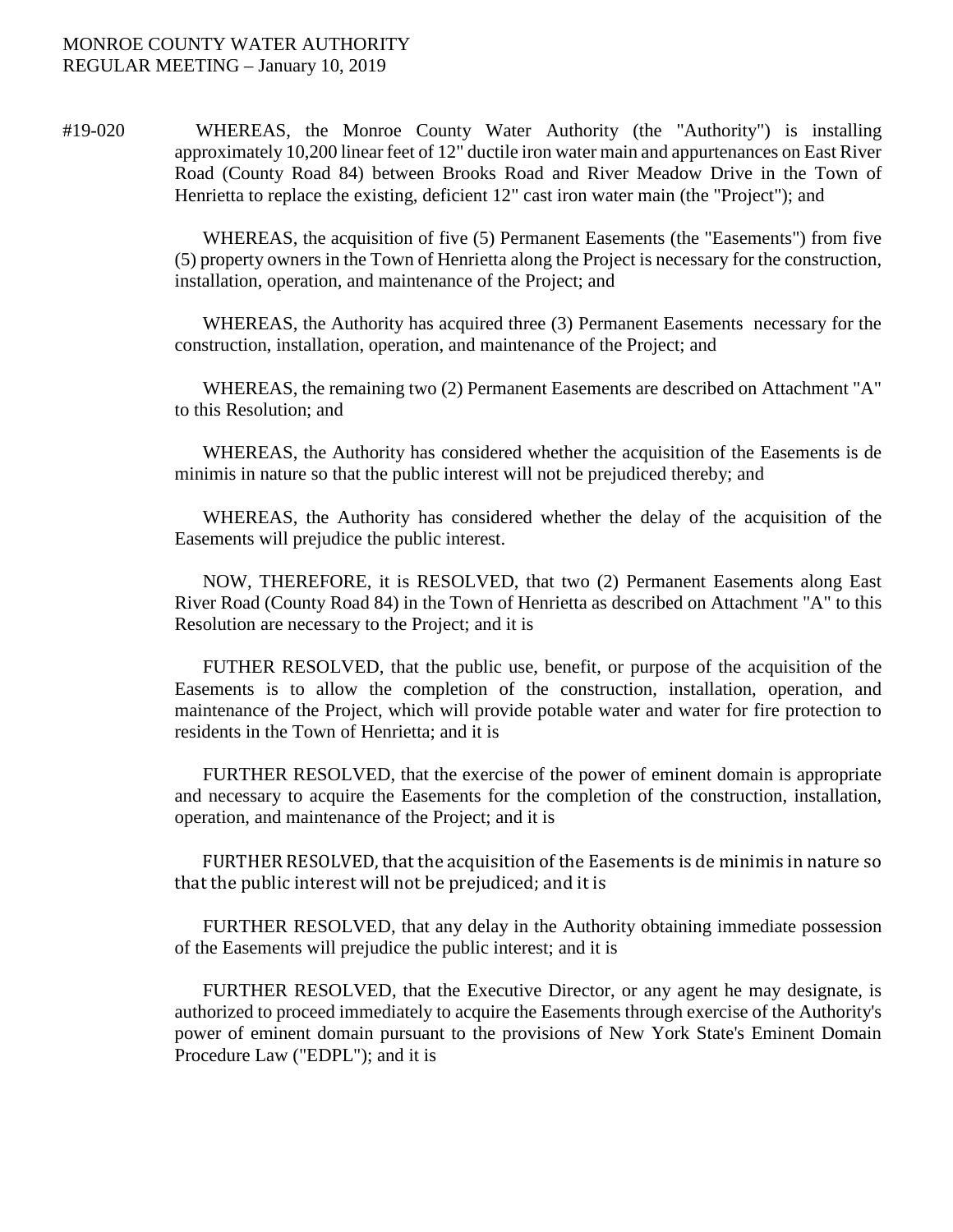MONROE COUNTY WATER AUTHORITY
REGULAR MEETING – January 10, 2019

#19-020 WHEREAS, the Monroe County Water Authority (the "Authority") is installing approximately 10,200 linear feet of 12" ductile iron water main and appurtenances on East River Road (County Road 84) between Brooks Road and River Meadow Drive in the Town of Henrietta to replace the existing, deficient 12" cast iron water main (the "Project"); and

WHEREAS, the acquisition of five (5) Permanent Easements (the "Easements") from five (5) property owners in the Town of Henrietta along the Project is necessary for the construction, installation, operation, and maintenance of the Project; and

WHEREAS, the Authority has acquired three (3) Permanent Easements necessary for the construction, installation, operation, and maintenance of the Project; and

WHEREAS, the remaining two (2) Permanent Easements are described on Attachment "A" to this Resolution; and

WHEREAS, the Authority has considered whether the acquisition of the Easements is de minimis in nature so that the public interest will not be prejudiced thereby; and

WHEREAS, the Authority has considered whether the delay of the acquisition of the Easements will prejudice the public interest.

NOW, THEREFORE, it is RESOLVED, that two (2) Permanent Easements along East River Road (County Road 84) in the Town of Henrietta as described on Attachment "A" to this Resolution are necessary to the Project; and it is

FUTHER RESOLVED, that the public use, benefit, or purpose of the acquisition of the Easements is to allow the completion of the construction, installation, operation, and maintenance of the Project, which will provide potable water and water for fire protection to residents in the Town of Henrietta; and it is

FURTHER RESOLVED, that the exercise of the power of eminent domain is appropriate and necessary to acquire the Easements for the completion of the construction, installation, operation, and maintenance of the Project; and it is

FURTHER RESOLVED, that the acquisition of the Easements is de minimis in nature so that the public interest will not be prejudiced; and it is

FURTHER RESOLVED, that any delay in the Authority obtaining immediate possession of the Easements will prejudice the public interest; and it is

FURTHER RESOLVED, that the Executive Director, or any agent he may designate, is authorized to proceed immediately to acquire the Easements through exercise of the Authority's power of eminent domain pursuant to the provisions of New York State's Eminent Domain Procedure Law ("EDPL"); and it is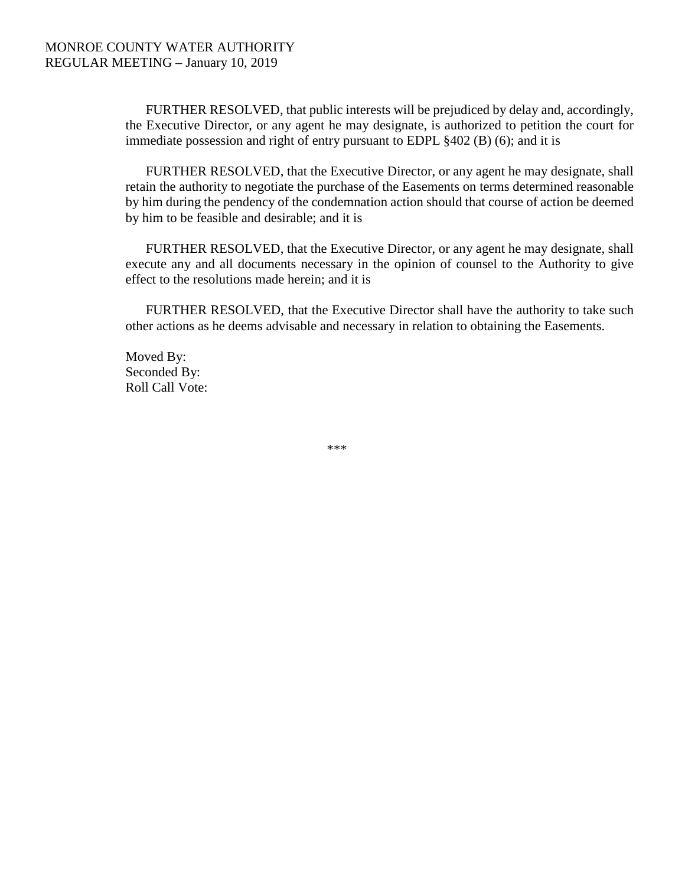FURTHER RESOLVED, that public interests will be prejudiced by delay and, accordingly, the Executive Director, or any agent he may designate, is authorized to petition the court for immediate possession and right of entry pursuant to EDPL §402 (B) (6); and it is

FURTHER RESOLVED, that the Executive Director, or any agent he may designate, shall retain the authority to negotiate the purchase of the Easements on terms determined reasonable by him during the pendency of the condemnation action should that course of action be deemed by him to be feasible and desirable; and it is

FURTHER RESOLVED, that the Executive Director, or any agent he may designate, shall execute any and all documents necessary in the opinion of counsel to the Authority to give effect to the resolutions made herein; and it is

FURTHER RESOLVED, that the Executive Director shall have the authority to take such other actions as he deems advisable and necessary in relation to obtaining the Easements.

Moved By:
Seconded By:
Roll Call Vote:

***